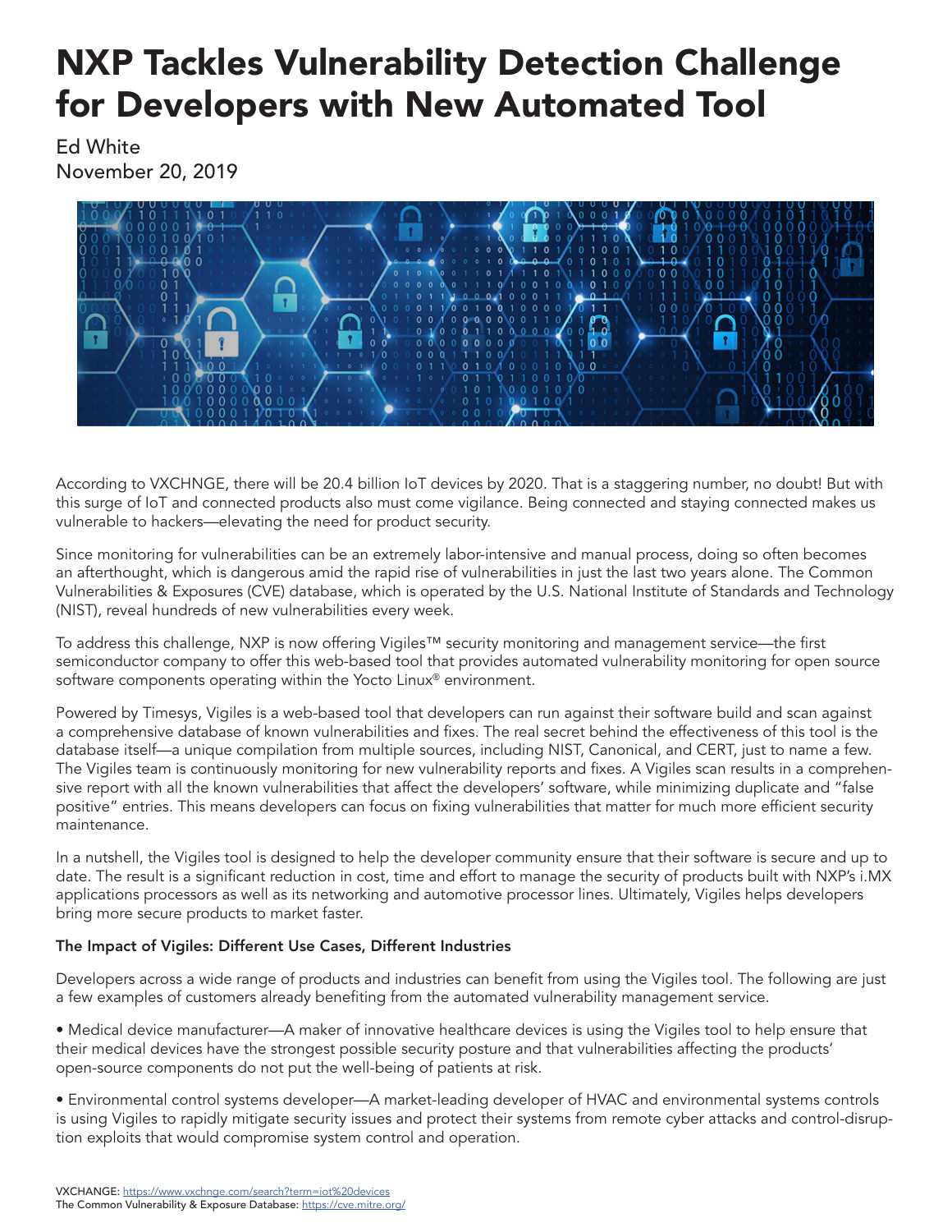# NXP Tackles Vulnerability Detection Challenge for Developers with New Automated Tool

Ed White
November 20, 2019

According to VXCHNGE, there will be 20.4 billion IoT devices by 2020. That is a staggering number, no doubt! But with this surge of IoT and connected products also must come vigilance. Being connected and staying connected makes us vulnerable to hackers—elevating the need for product security.

Since monitoring for vulnerabilities can be an extremely labor-intensive and manual process, doing so often becomes an afterthought, which is dangerous amid the rapid rise of vulnerabilities in just the last two years alone. The Common Vulnerabilities & Exposures (CVE) database, which is operated by the U.S. National Institute of Standards and Technology (NIST), reveal hundreds of new vulnerabilities every week.

To address this challenge, NXP is now offering Vigiles™ security monitoring and management service—the first semiconductor company to offer this web-based tool that provides automated vulnerability monitoring for open source software components operating within the Yocto Linux® environment.

Powered by Timesys, Vigiles is a web-based tool that developers can run against their software build and scan against a comprehensive database of known vulnerabilities and fixes. The real secret behind the effectiveness of this tool is the database itself—a unique compilation from multiple sources, including NIST, Canonical, and CERT, just to name a few. The Vigiles team is continuously monitoring for new vulnerability reports and fixes. A Vigiles scan results in a comprehensive report with all the known vulnerabilities that affect the developers' software, while minimizing duplicate and "false positive" entries. This means developers can focus on fixing vulnerabilities that matter for much more efficient security maintenance.

In a nutshell, the Vigiles tool is designed to help the developer community ensure that their software is secure and up to date. The result is a significant reduction in cost, time and effort to manage the security of products built with NXP's i.MX applications processors as well as its networking and automotive processor lines. Ultimately, Vigiles helps developers bring more secure products to market faster.

**The Impact of Vigiles: Different Use Cases, Different Industries**

Developers across a wide range of products and industries can benefit from using the Vigiles tool. The following are just a few examples of customers already benefiting from the automated vulnerability management service.

- Medical device manufacturer—A maker of innovative healthcare devices is using the Vigiles tool to help ensure that their medical devices have the strongest possible security posture and that vulnerabilities affecting the products' open-source components do not put the well-being of patients at risk.

- Environmental control systems developer—A market-leading developer of HVAC and environmental systems controls is using Vigiles to rapidly mitigate security issues and protect their systems from remote cyber attacks and control-disruption exploits that would compromise system control and operation.

VXCHANGE: https://www.vxchnge.com/search?term=iot%20devices
The Common Vulnerability & Exposure Database: https://cve.mitre.org/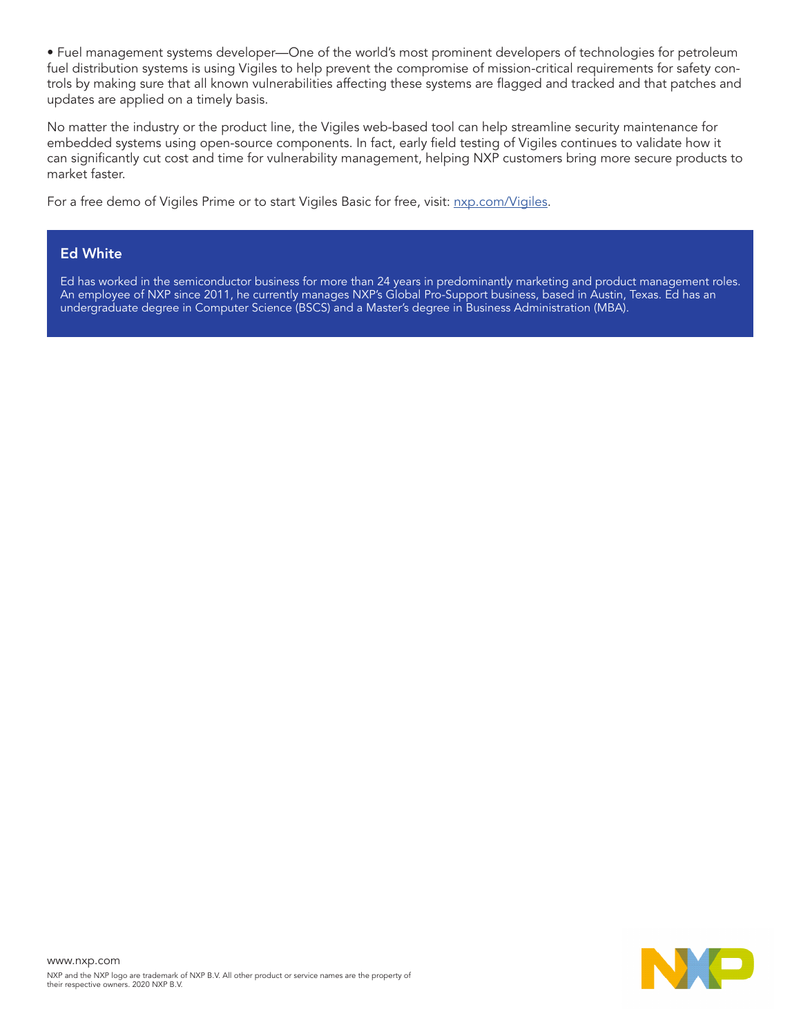- Fuel management systems developer—One of the world's most prominent developers of technologies for petroleum fuel distribution systems is using Vigiles to help prevent the compromise of mission-critical requirements for safety controls by making sure that all known vulnerabilities affecting these systems are flagged and tracked and that patches and updates are applied on a timely basis.

No matter the industry or the product line, the Vigiles web-based tool can help streamline security maintenance for embedded systems using open-source components. In fact, early field testing of Vigiles continues to validate how it can significantly cut cost and time for vulnerability management, helping NXP customers bring more secure products to market faster.

For a free demo of Vigiles Prime or to start Vigiles Basic for free, visit: [nxp.com/Vigiles](nxp.com/Vigiles).

### Ed White

Ed has worked in the semiconductor business for more than 24 years in predominantly marketing and product management roles. An employee of NXP since 2011, he currently manages NXP's Global Pro-Support business, based in Austin, Texas. Ed has an undergraduate degree in Computer Science (BSCS) and a Master's degree in Business Administration (MBA).

www.nxp.com

NXP and the NXP logo are trademark of NXP B.V. All other product or service names are the property of their respective owners. 2020 NXP B.V.